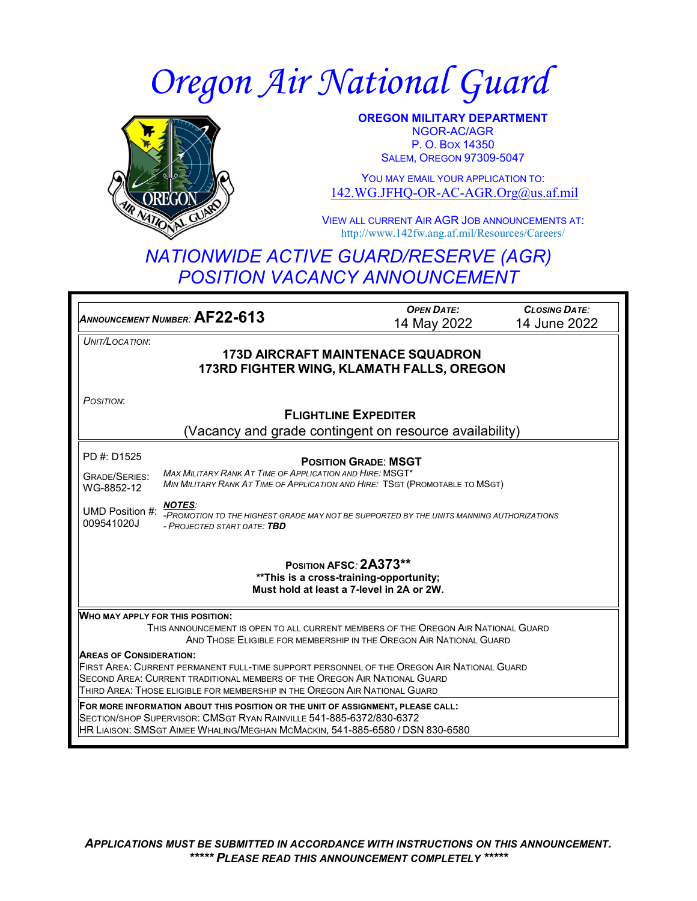# Oregon Air National Guard

**OREGON MILITARY DEPARTMENT**
NGOR-AC/AGR
P. O. BOX 14350
SALEM, OREGON 97309-5047

YOU MAY EMAIL YOUR APPLICATION TO:
142.WG.JFHQ-OR-AC-AGR.Org@us.af.mil

VIEW ALL CURRENT AIR AGR JOB ANNOUNCEMENTS AT:
http://www.142fw.ang.af.mil/Resources/Careers/

## *NATIONWIDE ACTIVE GUARD/RESERVE (AGR) POSITION VACANCY ANNOUNCEMENT*

| *ANNOUNCEMENT NUMBER:* **AF22-613** | *OPEN DATE:* 14 May 2022 | *CLOSING DATE:* 14 June 2022 |
|---|---|---|

*UNIT/LOCATION:*

**173D AIRCRAFT MAINTENACE SQUADRON**
**173RD FIGHTER WING, KLAMATH FALLS, OREGON**

*POSITION:*

**FLIGHTLINE EXPEDITER**
(Vacancy and grade contingent on resource availability)

PD #: D1525

GRADE/SERIES: WG-8852-12

UMD Position #: 009541020J

**POSITION GRADE: MSGT**

*MAX MILITARY RANK AT TIME OF APPLICATION AND HIRE:* MSGT*
*MIN MILITARY RANK AT TIME OF APPLICATION AND HIRE:* TSGT (PROMOTABLE TO MSGT)

***NOTES:***
*-PROMOTION TO THE HIGHEST GRADE MAY NOT BE SUPPORTED BY THE UNITS MANNING AUTHORIZATIONS*
*- PROJECTED START DATE:* ***TBD***

**POSITION AFSC: 2A373****
****This is a cross-training-opportunity;**
**Must hold at least a 7-level in 2A or 2W.**

**WHO MAY APPLY FOR THIS POSITION:**
THIS ANNOUNCEMENT IS OPEN TO ALL CURRENT MEMBERS OF THE OREGON AIR NATIONAL GUARD AND THOSE ELIGIBLE FOR MEMBERSHIP IN THE OREGON AIR NATIONAL GUARD

**AREAS OF CONSIDERATION:**
FIRST AREA: CURRENT PERMANENT FULL-TIME SUPPORT PERSONNEL OF THE OREGON AIR NATIONAL GUARD
SECOND AREA: CURRENT TRADITIONAL MEMBERS OF THE OREGON AIR NATIONAL GUARD
THIRD AREA: THOSE ELIGIBLE FOR MEMBERSHIP IN THE OREGON AIR NATIONAL GUARD

**FOR MORE INFORMATION ABOUT THIS POSITION OR THE UNIT OF ASSIGNMENT, PLEASE CALL:**
SECTION/SHOP SUPERVISOR: CMSGT RYAN RAINVILLE 541-885-6372/830-6372
HR LIAISON: SMSGT AIMEE WHALING/MEGHAN MCMACKIN, 541-885-6580 / DSN 830-6580

***APPLICATIONS MUST BE SUBMITTED IN ACCORDANCE WITH INSTRUCTIONS ON THIS ANNOUNCEMENT.***
***\*\*\*\*\* PLEASE READ THIS ANNOUNCEMENT COMPLETELY \*\*\*\*\****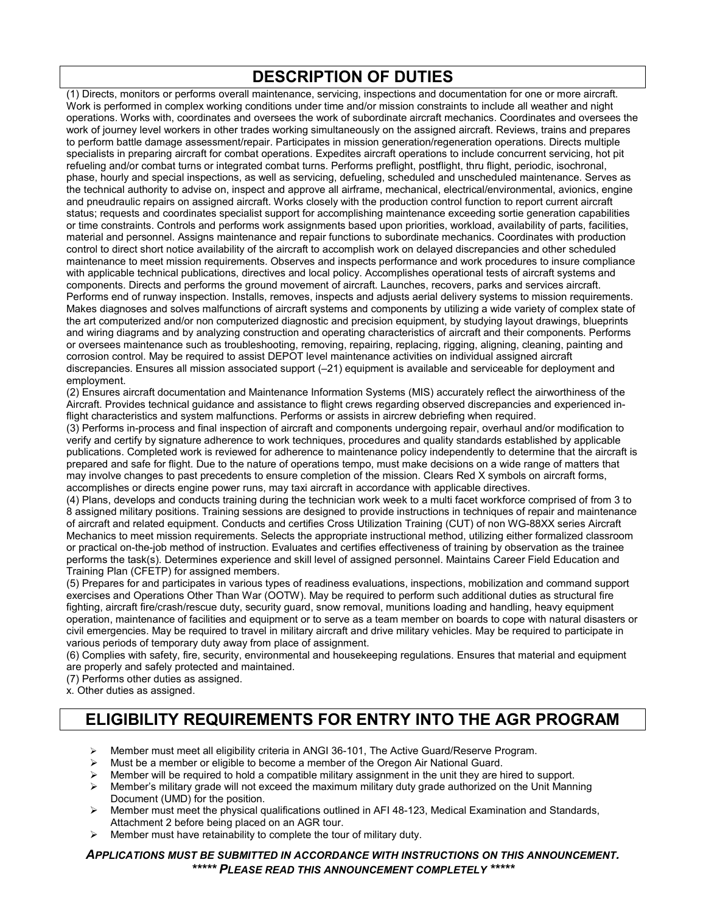## DESCRIPTION OF DUTIES

(1) Directs, monitors or performs overall maintenance, servicing, inspections and documentation for one or more aircraft. Work is performed in complex working conditions under time and/or mission constraints to include all weather and night operations. Works with, coordinates and oversees the work of subordinate aircraft mechanics. Coordinates and oversees the work of journey level workers in other trades working simultaneously on the assigned aircraft. Reviews, trains and prepares to perform battle damage assessment/repair. Participates in mission generation/regeneration operations. Directs multiple specialists in preparing aircraft for combat operations. Expedites aircraft operations to include concurrent servicing, hot pit refueling and/or combat turns or integrated combat turns. Performs preflight, postflight, thru flight, periodic, isochronal, phase, hourly and special inspections, as well as servicing, defueling, scheduled and unscheduled maintenance. Serves as the technical authority to advise on, inspect and approve all airframe, mechanical, electrical/environmental, avionics, engine and pneudraulic repairs on assigned aircraft. Works closely with the production control function to report current aircraft status; requests and coordinates specialist support for accomplishing maintenance exceeding sortie generation capabilities or time constraints. Controls and performs work assignments based upon priorities, workload, availability of parts, facilities, material and personnel. Assigns maintenance and repair functions to subordinate mechanics. Coordinates with production control to direct short notice availability of the aircraft to accomplish work on delayed discrepancies and other scheduled maintenance to meet mission requirements. Observes and inspects performance and work procedures to insure compliance with applicable technical publications, directives and local policy. Accomplishes operational tests of aircraft systems and components. Directs and performs the ground movement of aircraft. Launches, recovers, parks and services aircraft. Performs end of runway inspection. Installs, removes, inspects and adjusts aerial delivery systems to mission requirements. Makes diagnoses and solves malfunctions of aircraft systems and components by utilizing a wide variety of complex state of the art computerized and/or non computerized diagnostic and precision equipment, by studying layout drawings, blueprints and wiring diagrams and by analyzing construction and operating characteristics of aircraft and their components. Performs or oversees maintenance such as troubleshooting, removing, repairing, replacing, rigging, aligning, cleaning, painting and corrosion control. May be required to assist DEPOT level maintenance activities on individual assigned aircraft discrepancies. Ensures all mission associated support (–21) equipment is available and serviceable for deployment and employment.

(2) Ensures aircraft documentation and Maintenance Information Systems (MIS) accurately reflect the airworthiness of the Aircraft. Provides technical guidance and assistance to flight crews regarding observed discrepancies and experienced in-flight characteristics and system malfunctions. Performs or assists in aircrew debriefing when required.

(3) Performs in-process and final inspection of aircraft and components undergoing repair, overhaul and/or modification to verify and certify by signature adherence to work techniques, procedures and quality standards established by applicable publications. Completed work is reviewed for adherence to maintenance policy independently to determine that the aircraft is prepared and safe for flight. Due to the nature of operations tempo, must make decisions on a wide range of matters that may involve changes to past precedents to ensure completion of the mission. Clears Red X symbols on aircraft forms, accomplishes or directs engine power runs, may taxi aircraft in accordance with applicable directives.

(4) Plans, develops and conducts training during the technician work week to a multi facet workforce comprised of from 3 to 8 assigned military positions. Training sessions are designed to provide instructions in techniques of repair and maintenance of aircraft and related equipment. Conducts and certifies Cross Utilization Training (CUT) of non WG-88XX series Aircraft Mechanics to meet mission requirements. Selects the appropriate instructional method, utilizing either formalized classroom or practical on-the-job method of instruction. Evaluates and certifies effectiveness of training by observation as the trainee performs the task(s). Determines experience and skill level of assigned personnel. Maintains Career Field Education and Training Plan (CFETP) for assigned members.

(5) Prepares for and participates in various types of readiness evaluations, inspections, mobilization and command support exercises and Operations Other Than War (OOTW). May be required to perform such additional duties as structural fire fighting, aircraft fire/crash/rescue duty, security guard, snow removal, munitions loading and handling, heavy equipment operation, maintenance of facilities and equipment or to serve as a team member on boards to cope with natural disasters or civil emergencies. May be required to travel in military aircraft and drive military vehicles. May be required to participate in various periods of temporary duty away from place of assignment.

(6) Complies with safety, fire, security, environmental and housekeeping regulations. Ensures that material and equipment are properly and safely protected and maintained.

(7) Performs other duties as assigned.

x. Other duties as assigned.

## ELIGIBILITY REQUIREMENTS FOR ENTRY INTO THE AGR PROGRAM

- Member must meet all eligibility criteria in ANGI 36-101, The Active Guard/Reserve Program.
- Must be a member or eligible to become a member of the Oregon Air National Guard.
- Member will be required to hold a compatible military assignment in the unit they are hired to support.
- Member's military grade will not exceed the maximum military duty grade authorized on the Unit Manning Document (UMD) for the position.
- Member must meet the physical qualifications outlined in AFI 48-123, Medical Examination and Standards, Attachment 2 before being placed on an AGR tour.
- Member must have retainability to complete the tour of military duty.

***APPLICATIONS MUST BE SUBMITTED IN ACCORDANCE WITH INSTRUCTIONS ON THIS ANNOUNCEMENT.***
***\*\*\*\*\* PLEASE READ THIS ANNOUNCEMENT COMPLETELY \*\*\*\*\****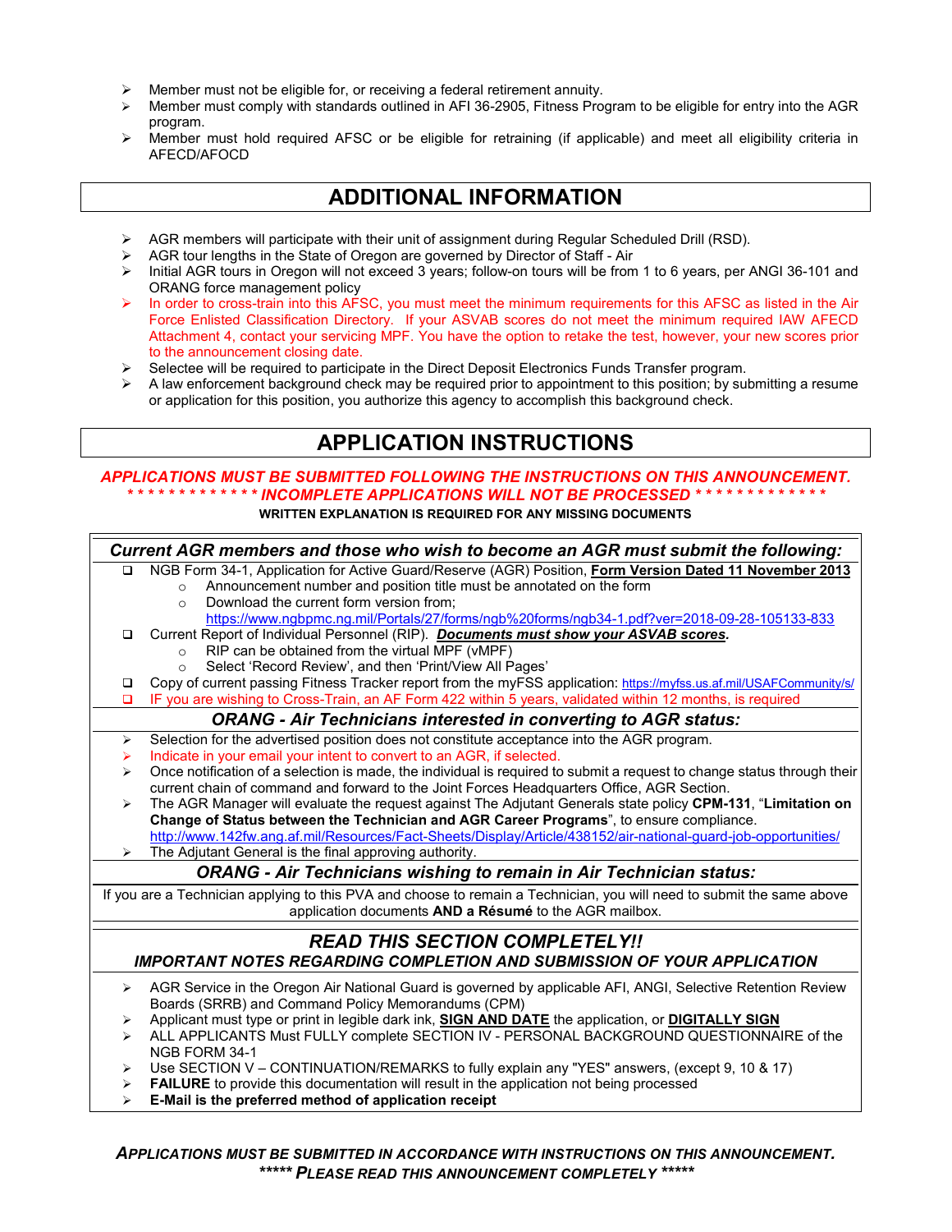- Member must not be eligible for, or receiving a federal retirement annuity.
- Member must comply with standards outlined in AFI 36-2905, Fitness Program to be eligible for entry into the AGR program.
- Member must hold required AFSC or be eligible for retraining (if applicable) and meet all eligibility criteria in AFECD/AFOCD

## ADDITIONAL INFORMATION

- AGR members will participate with their unit of assignment during Regular Scheduled Drill (RSD).
- AGR tour lengths in the State of Oregon are governed by Director of Staff - Air
- Initial AGR tours in Oregon will not exceed 3 years; follow-on tours will be from 1 to 6 years, per ANGI 36-101 and ORANG force management policy
- In order to cross-train into this AFSC, you must meet the minimum requirements for this AFSC as listed in the Air Force Enlisted Classification Directory. If your ASVAB scores do not meet the minimum required IAW AFECD Attachment 4, contact your servicing MPF. You have the option to retake the test, however, your new scores prior to the announcement closing date.
- Selectee will be required to participate in the Direct Deposit Electronics Funds Transfer program.
- A law enforcement background check may be required prior to appointment to this position; by submitting a resume or application for this position, you authorize this agency to accomplish this background check.

## APPLICATION INSTRUCTIONS

***APPLICATIONS MUST BE SUBMITTED FOLLOWING THE INSTRUCTIONS ON THIS ANNOUNCEMENT.***
***\* \* \* \* \* \* \* \* \* \* \* \* \* INCOMPLETE APPLICATIONS WILL NOT BE PROCESSED \* \* \* \* \* \* \* \* \* \* \* \* \****

**WRITTEN EXPLANATION IS REQUIRED FOR ANY MISSING DOCUMENTS**

### *Current AGR members and those who wish to become an AGR must submit the following:*

- ❑ NGB Form 34-1, Application for Active Guard/Reserve (AGR) Position, **Form Version Dated 11 November 2013**
  - Announcement number and position title must be annotated on the form
  - Download the current form version from; https://www.ngbpmc.ng.mil/Portals/27/forms/ngb%20forms/ngb34-1.pdf?ver=2018-09-28-105133-833
- ❑ Current Report of Individual Personnel (RIP). ***Documents must show your ASVAB scores.***
  - RIP can be obtained from the virtual MPF (vMPF)
  - Select 'Record Review', and then 'Print/View All Pages'
- ❑ Copy of current passing Fitness Tracker report from the myFSS application: https://myfss.us.af.mil/USAFCommunity/s/
- ❑ IF you are wishing to Cross-Train, an AF Form 422 within 5 years, validated within 12 months, is required

### *ORANG - Air Technicians interested in converting to AGR status:*

- Selection for the advertised position does not constitute acceptance into the AGR program.
- Indicate in your email your intent to convert to an AGR, if selected.
- Once notification of a selection is made, the individual is required to submit a request to change status through their current chain of command and forward to the Joint Forces Headquarters Office, AGR Section.
- The AGR Manager will evaluate the request against The Adjutant Generals state policy **CPM-131**, "**Limitation on Change of Status between the Technician and AGR Career Programs**", to ensure compliance. http://www.142fw.ang.af.mil/Resources/Fact-Sheets/Display/Article/438152/air-national-guard-job-opportunities/
- The Adjutant General is the final approving authority.

### *ORANG - Air Technicians wishing to remain in Air Technician status:*

If you are a Technician applying to this PVA and choose to remain a Technician, you will need to submit the same above application documents **AND a Résumé** to the AGR mailbox.

### *READ THIS SECTION COMPLETELY!!*

#### *IMPORTANT NOTES REGARDING COMPLETION AND SUBMISSION OF YOUR APPLICATION*

- AGR Service in the Oregon Air National Guard is governed by applicable AFI, ANGI, Selective Retention Review Boards (SRRB) and Command Policy Memorandums (CPM)
- Applicant must type or print in legible dark ink, **SIGN AND DATE** the application, or **DIGITALLY SIGN**
- ALL APPLICANTS Must FULLY complete SECTION IV - PERSONAL BACKGROUND QUESTIONNAIRE of the NGB FORM 34-1
- Use SECTION V – CONTINUATION/REMARKS to fully explain any "YES" answers, (except 9, 10 & 17)
- **FAILURE** to provide this documentation will result in the application not being processed
- **E-Mail is the preferred method of application receipt**

***APPLICATIONS MUST BE SUBMITTED IN ACCORDANCE WITH INSTRUCTIONS ON THIS ANNOUNCEMENT.***
***\*\*\*\*\* PLEASE READ THIS ANNOUNCEMENT COMPLETELY \*\*\*\*\****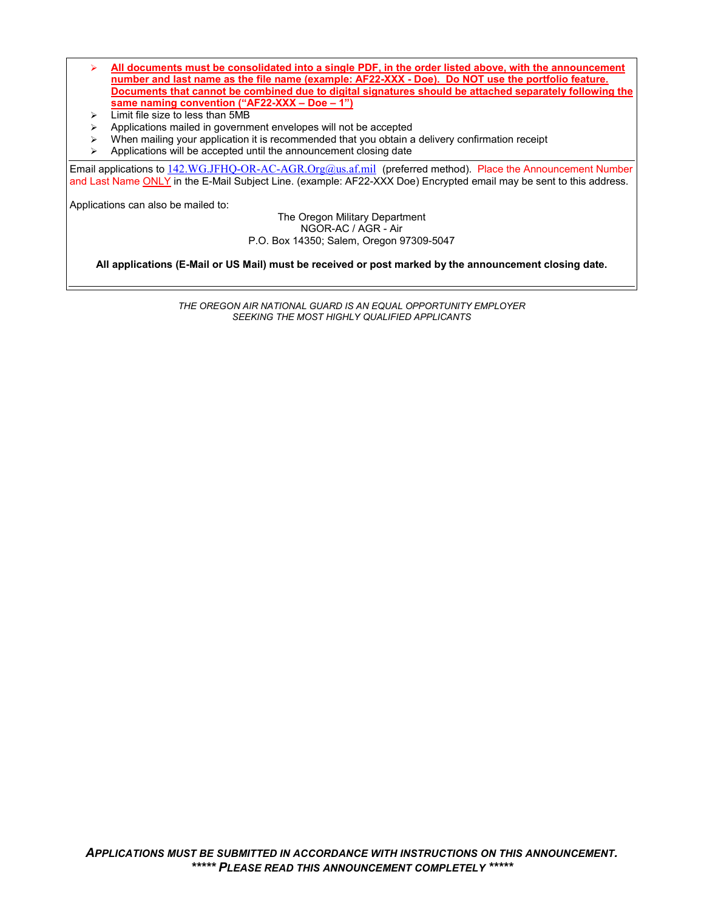- **All documents must be consolidated into a single PDF, in the order listed above, with the announcement number and last name as the file name (example: AF22-XXX - Doe). Do NOT use the portfolio feature. Documents that cannot be combined due to digital signatures should be attached separately following the same naming convention ("AF22-XXX – Doe – 1")**
- Limit file size to less than 5MB
- Applications mailed in government envelopes will not be accepted
- When mailing your application it is recommended that you obtain a delivery confirmation receipt
- Applications will be accepted until the announcement closing date

Email applications to 142.WG.JFHQ-OR-AC-AGR.Org@us.af.mil (preferred method). Place the Announcement Number and Last Name ONLY in the E-Mail Subject Line. (example: AF22-XXX Doe) Encrypted email may be sent to this address.

Applications can also be mailed to:

The Oregon Military Department
NGOR-AC / AGR - Air
P.O. Box 14350; Salem, Oregon 97309-5047

**All applications (E-Mail or US Mail) must be received or post marked by the announcement closing date.**

*THE OREGON AIR NATIONAL GUARD IS AN EQUAL OPPORTUNITY EMPLOYER SEEKING THE MOST HIGHLY QUALIFIED APPLICANTS*

***APPLICATIONS MUST BE SUBMITTED IN ACCORDANCE WITH INSTRUCTIONS ON THIS ANNOUNCEMENT.***
***\*\*\*\*\* PLEASE READ THIS ANNOUNCEMENT COMPLETELY \*\*\*\*\****